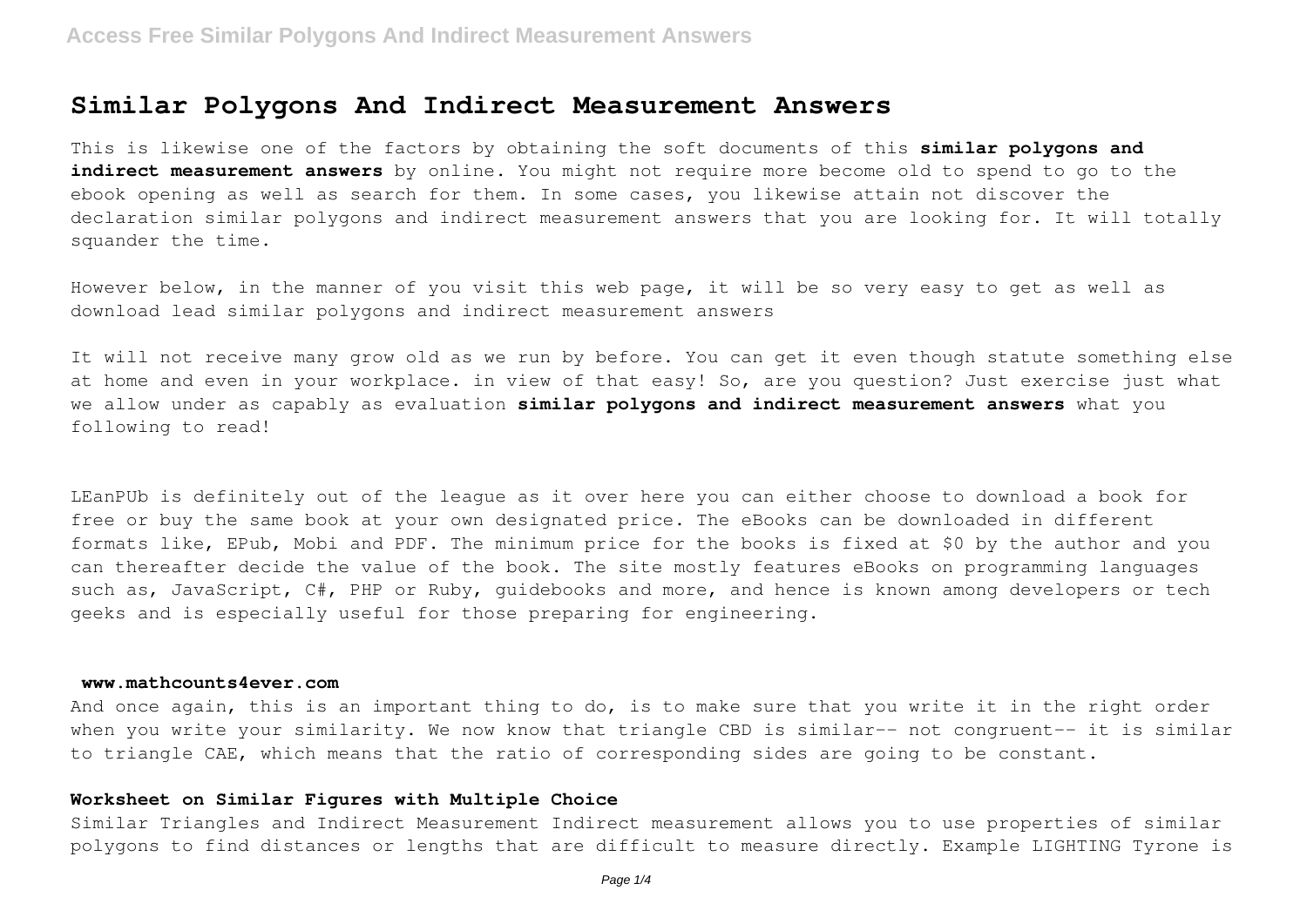# Similar Polygons And Indirect Measurement Answers

This is likewise one of the factors by obtaining the soft documents of this **similar polygons and indirect measurement answers** by online. You might not require more become old to spend to go to the ebook opening as well as search for them. In some cases, you likewise attain not discover the declaration similar polygons and indirect measurement answers that you are looking for. It will totally squander the time.

However below, in the manner of you visit this web page, it will be so very easy to get as well as download lead similar polygons and indirect measurement answers

It will not receive many grow old as we run by before. You can get it even though statute something else at home and even in your workplace. in view of that easy! So, are you question? Just exercise just what we allow under as capably as evaluation **similar polygons and indirect measurement answers** what you following to read!

LEanPUb is definitely out of the league as it over here you can either choose to download a book for free or buy the same book at your own designated price. The eBooks can be downloaded in different formats like, EPub, Mobi and PDF. The minimum price for the books is fixed at $0 by the author and you can thereafter decide the value of the book. The site mostly features eBooks on programming languages such as, JavaScript, C#, PHP or Ruby, guidebooks and more, and hence is known among developers or tech geeks and is especially useful for those preparing for engineering.

## www.mathcounts4ever.com

And once again, this is an important thing to do, is to make sure that you write it in the right order when you write your similarity. We now know that triangle CBD is similar-- not congruent-- it is similar to triangle CAE, which means that the ratio of corresponding sides are going to be constant.

## Worksheet on Similar Figures with Multiple Choice

Similar Triangles and Indirect Measurement Indirect measurement allows you to use properties of similar polygons to find distances or lengths that are difficult to measure directly. Example LIGHTING Tyrone is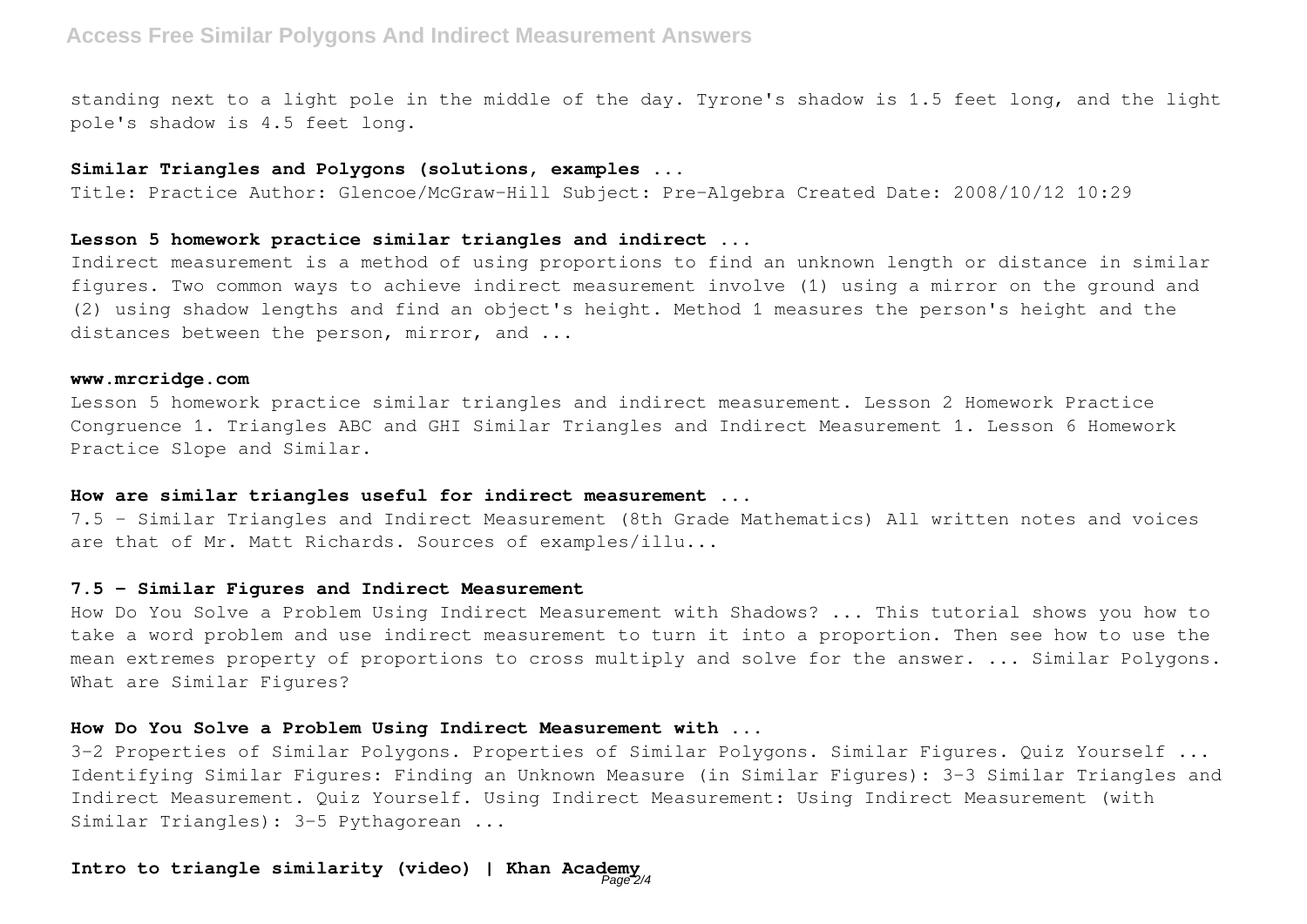standing next to a light pole in the middle of the day. Tyrone's shadow is 1.5 feet long, and the light pole's shadow is 4.5 feet long.

**Similar Triangles and Polygons (solutions, examples ...**

Title: Practice Author: Glencoe/McGraw-Hill Subject: Pre-Algebra Created Date: 2008/10/12 10:29

**Lesson 5 homework practice similar triangles and indirect ...**

Indirect measurement is a method of using proportions to find an unknown length or distance in similar figures. Two common ways to achieve indirect measurement involve (1) using a mirror on the ground and (2) using shadow lengths and find an object's height. Method 1 measures the person's height and the distances between the person, mirror, and ...

**www.mrcridge.com**

Lesson 5 homework practice similar triangles and indirect measurement. Lesson 2 Homework Practice Congruence 1. Triangles ABC and GHI Similar Triangles and Indirect Measurement 1. Lesson 6 Homework Practice Slope and Similar.

**How are similar triangles useful for indirect measurement ...**

7.5 - Similar Triangles and Indirect Measurement (8th Grade Mathematics) All written notes and voices are that of Mr. Matt Richards. Sources of examples/illu...

**7.5 - Similar Figures and Indirect Measurement**

How Do You Solve a Problem Using Indirect Measurement with Shadows? ... This tutorial shows you how to take a word problem and use indirect measurement to turn it into a proportion. Then see how to use the mean extremes property of proportions to cross multiply and solve for the answer. ... Similar Polygons. What are Similar Figures?

**How Do You Solve a Problem Using Indirect Measurement with ...**

3-2 Properties of Similar Polygons. Properties of Similar Polygons. Similar Figures. Quiz Yourself ... Identifying Similar Figures: Finding an Unknown Measure (in Similar Figures): 3-3 Similar Triangles and Indirect Measurement. Quiz Yourself. Using Indirect Measurement: Using Indirect Measurement (with Similar Triangles): 3-5 Pythagorean ...

**Intro to triangle similarity (video) | Khan Academy**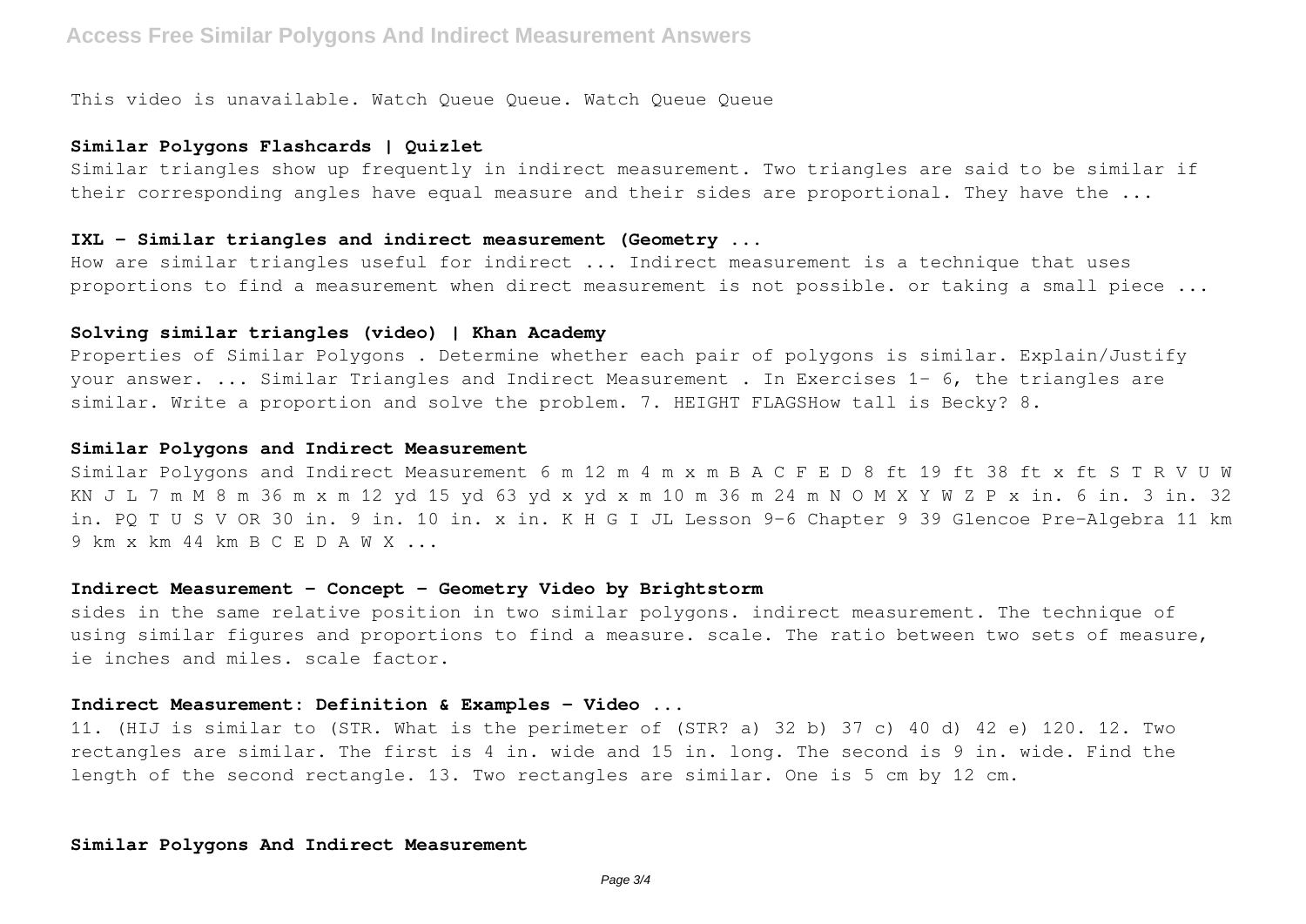This video is unavailable. Watch Queue Queue. Watch Queue Queue

### Similar Polygons Flashcards | Quizlet

Similar triangles show up frequently in indirect measurement. Two triangles are said to be similar if their corresponding angles have equal measure and their sides are proportional. They have the ...

### IXL - Similar triangles and indirect measurement (Geometry ...

How are similar triangles useful for indirect ... Indirect measurement is a technique that uses proportions to find a measurement when direct measurement is not possible. or taking a small piece ...

### Solving similar triangles (video) | Khan Academy

Properties of Similar Polygons . Determine whether each pair of polygons is similar. Explain/Justify your answer. ... Similar Triangles and Indirect Measurement . In Exercises 1– 6, the triangles are similar. Write a proportion and solve the problem. 7. HEIGHT FLAGSHow tall is Becky? 8.

### Similar Polygons and Indirect Measurement

Similar Polygons and Indirect Measurement 6 m 12 m 4 m x m B A C F E D 8 ft 19 ft 38 ft x ft S T R V U W KN J L 7 m M 8 m 36 m x m 12 yd 15 yd 63 yd x yd x m 10 m 36 m 24 m N O M X Y W Z P x in. 6 in. 3 in. 32 in. PQ T U S V OR 30 in. 9 in. 10 in. x in. K H G I JL Lesson 9-6 Chapter 9 39 Glencoe Pre-Algebra 11 km 9 km x km 44 km B C E D A W X ...

### Indirect Measurement - Concept - Geometry Video by Brightstorm

sides in the same relative position in two similar polygons. indirect measurement. The technique of using similar figures and proportions to find a measure. scale. The ratio between two sets of measure, ie inches and miles. scale factor.

### Indirect Measurement: Definition & Examples - Video ...

11. (HIJ is similar to (STR. What is the perimeter of (STR? a) 32 b) 37 c) 40 d) 42 e) 120. 12. Two rectangles are similar. The first is 4 in. wide and 15 in. long. The second is 9 in. wide. Find the length of the second rectangle. 13. Two rectangles are similar. One is 5 cm by 12 cm.

### Similar Polygons And Indirect Measurement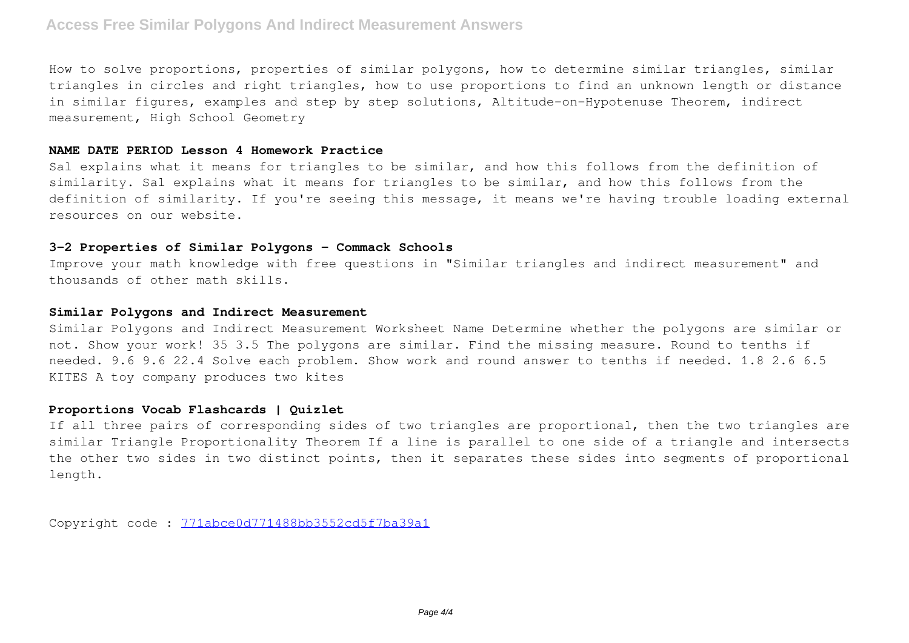How to solve proportions, properties of similar polygons, how to determine similar triangles, similar triangles in circles and right triangles, how to use proportions to find an unknown length or distance in similar figures, examples and step by step solutions, Altitude-on-Hypotenuse Theorem, indirect measurement, High School Geometry

### NAME DATE PERIOD Lesson 4 Homework Practice

Sal explains what it means for triangles to be similar, and how this follows from the definition of similarity. Sal explains what it means for triangles to be similar, and how this follows from the definition of similarity. If you're seeing this message, it means we're having trouble loading external resources on our website.

### 3-2 Properties of Similar Polygons - Commack Schools

Improve your math knowledge with free questions in "Similar triangles and indirect measurement" and thousands of other math skills.

### Similar Polygons and Indirect Measurement

Similar Polygons and Indirect Measurement Worksheet Name Determine whether the polygons are similar or not. Show your work! 35 3.5 The polygons are similar. Find the missing measure. Round to tenths if needed. 9.6 9.6 22.4 Solve each problem. Show work and round answer to tenths if needed. 1.8 2.6 6.5 KITES A toy company produces two kites

### Proportions Vocab Flashcards | Quizlet

If all three pairs of corresponding sides of two triangles are proportional, then the two triangles are similar Triangle Proportionality Theorem If a line is parallel to one side of a triangle and intersects the other two sides in two distinct points, then it separates these sides into segments of proportional length.

Copyright code : 771abce0d771488bb3552cd5f7ba39a1